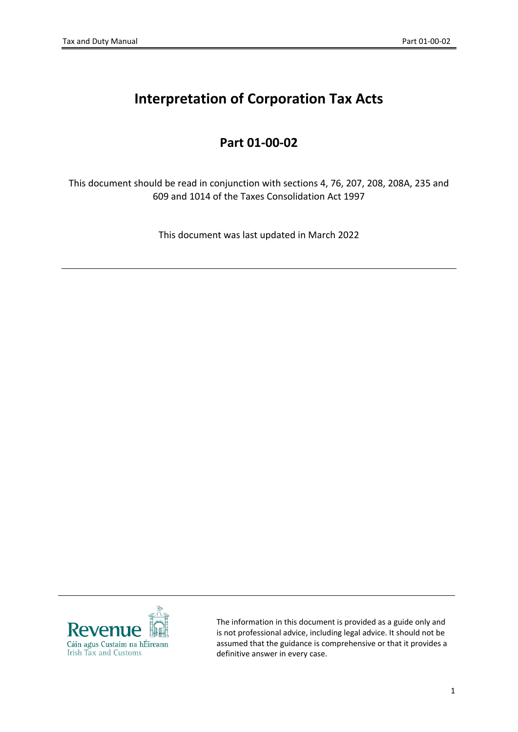# Interpretation of Corporation Tax Acts

## Part 01-00-02

This document should be read in conjunction with sections 4, 76, 207, 208, 208A, 235 and 609 and 1014 of the Taxes Consolidation Act 1997

This document was last updated in March 2022

---

The information in this document is provided as a guide only and is not professional advice, including legal advice. It should not be assumed that the guidance is comprehensive or that it provides a definitive answer in every case.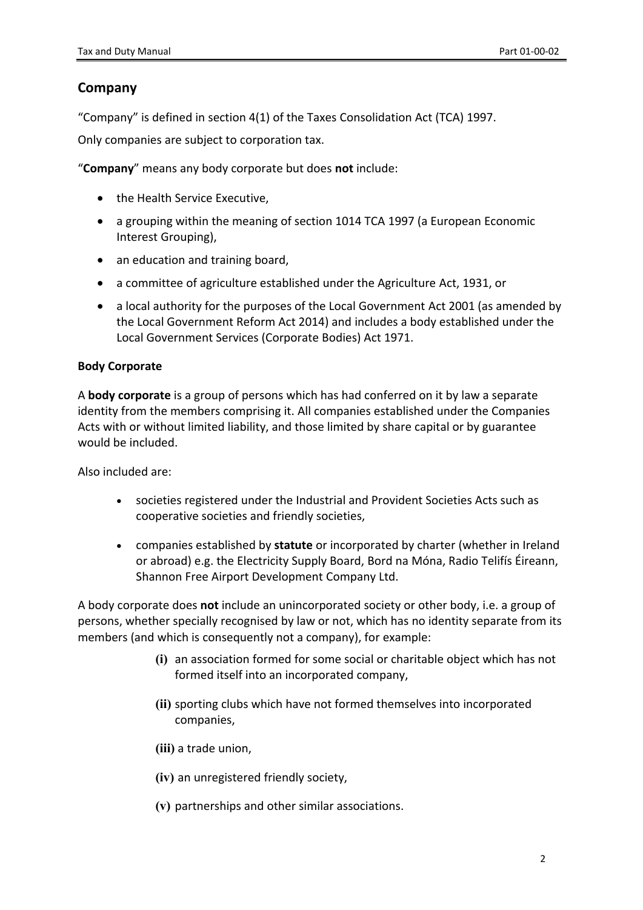## Company

"Company" is defined in section 4(1) of the Taxes Consolidation Act (TCA) 1997.

Only companies are subject to corporation tax.

"**Company**" means any body corporate but does **not** include:

- the Health Service Executive,
- a grouping within the meaning of section 1014 TCA 1997 (a European Economic Interest Grouping),
- an education and training board,
- a committee of agriculture established under the Agriculture Act, 1931, or
- a local authority for the purposes of the Local Government Act 2001 (as amended by the Local Government Reform Act 2014) and includes a body established under the Local Government Services (Corporate Bodies) Act 1971.

### Body Corporate

A **body corporate** is a group of persons which has had conferred on it by law a separate identity from the members comprising it. All companies established under the Companies Acts with or without limited liability, and those limited by share capital or by guarantee would be included.

Also included are:

- societies registered under the Industrial and Provident Societies Acts such as cooperative societies and friendly societies,
- companies established by **statute** or incorporated by charter (whether in Ireland or abroad) e.g. the Electricity Supply Board, Bord na Móna, Radio Telifís Éireann, Shannon Free Airport Development Company Ltd.

A body corporate does **not** include an unincorporated society or other body, i.e. a group of persons, whether specially recognised by law or not, which has no identity separate from its members (and which is consequently not a company), for example:

**(i)** an association formed for some social or charitable object which has not formed itself into an incorporated company,

**(ii)** sporting clubs which have not formed themselves into incorporated companies,

**(iii)** a trade union,

**(iv)** an unregistered friendly society,

**(v)** partnerships and other similar associations.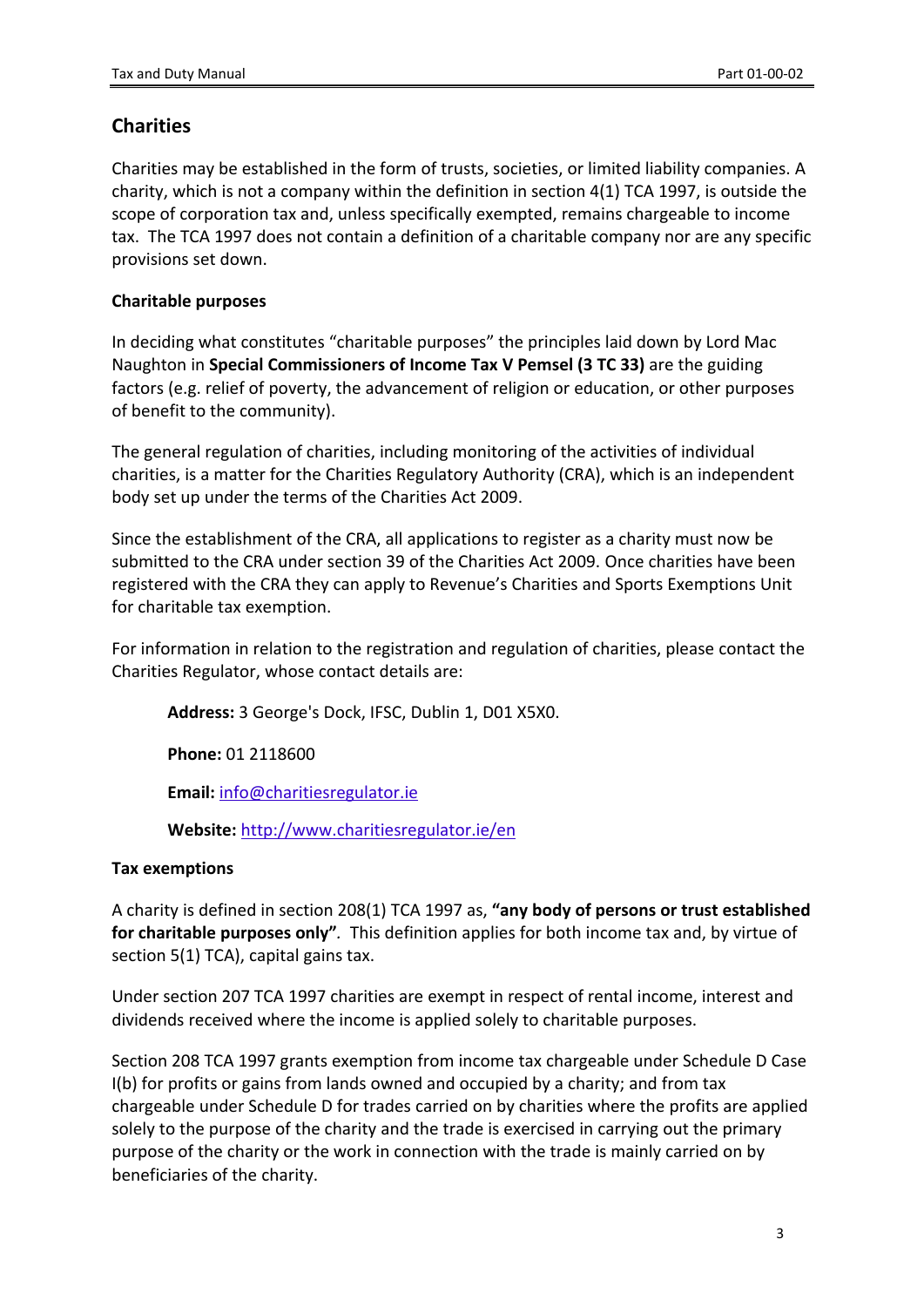## Charities

Charities may be established in the form of trusts, societies, or limited liability companies. A charity, which is not a company within the definition in section 4(1) TCA 1997, is outside the scope of corporation tax and, unless specifically exempted, remains chargeable to income tax. The TCA 1997 does not contain a definition of a charitable company nor are any specific provisions set down.

### Charitable purposes

In deciding what constitutes "charitable purposes" the principles laid down by Lord Mac Naughton in **Special Commissioners of Income Tax V Pemsel (3 TC 33)** are the guiding factors (e.g. relief of poverty, the advancement of religion or education, or other purposes of benefit to the community).

The general regulation of charities, including monitoring of the activities of individual charities, is a matter for the Charities Regulatory Authority (CRA), which is an independent body set up under the terms of the Charities Act 2009.

Since the establishment of the CRA, all applications to register as a charity must now be submitted to the CRA under section 39 of the Charities Act 2009. Once charities have been registered with the CRA they can apply to Revenue's Charities and Sports Exemptions Unit for charitable tax exemption.

For information in relation to the registration and regulation of charities, please contact the Charities Regulator, whose contact details are:

> **Address:** 3 George's Dock, IFSC, Dublin 1, D01 X5X0.
>
> **Phone:** 01 2118600
>
> **Email:** [info@charitiesregulator.ie](mailto:info@charitiesregulator.ie)
>
> **Website:** [http://www.charitiesregulator.ie/en](http://www.charitiesregulator.ie/en)

### Tax exemptions

A charity is defined in section 208(1) TCA 1997 as, **"any body of persons or trust established for charitable purposes only"**. This definition applies for both income tax and, by virtue of section 5(1) TCA), capital gains tax.

Under section 207 TCA 1997 charities are exempt in respect of rental income, interest and dividends received where the income is applied solely to charitable purposes.

Section 208 TCA 1997 grants exemption from income tax chargeable under Schedule D Case I(b) for profits or gains from lands owned and occupied by a charity; and from tax chargeable under Schedule D for trades carried on by charities where the profits are applied solely to the purpose of the charity and the trade is exercised in carrying out the primary purpose of the charity or the work in connection with the trade is mainly carried on by beneficiaries of the charity.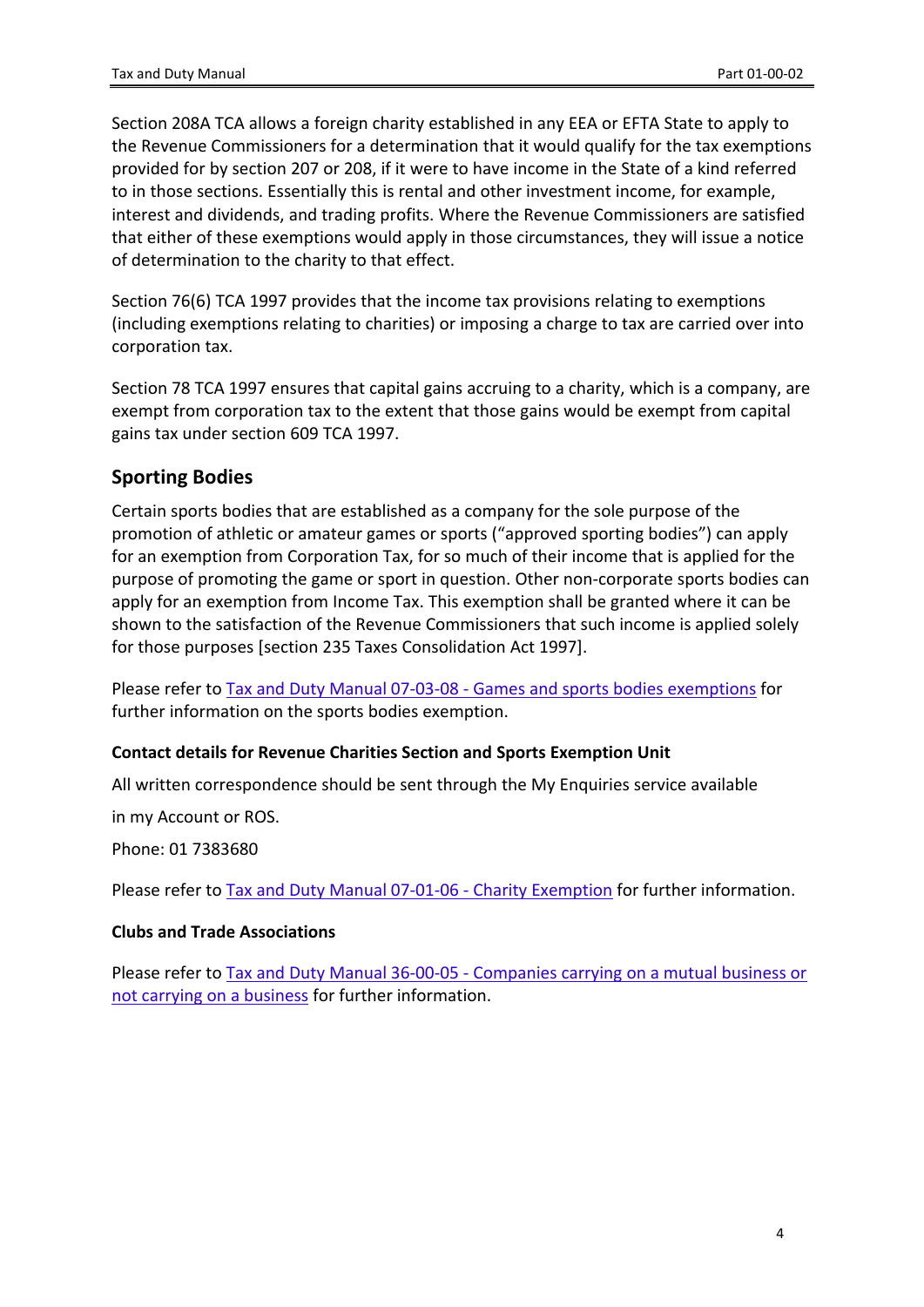Section 208A TCA allows a foreign charity established in any EEA or EFTA State to apply to the Revenue Commissioners for a determination that it would qualify for the tax exemptions provided for by section 207 or 208, if it were to have income in the State of a kind referred to in those sections. Essentially this is rental and other investment income, for example, interest and dividends, and trading profits. Where the Revenue Commissioners are satisfied that either of these exemptions would apply in those circumstances, they will issue a notice of determination to the charity to that effect.

Section 76(6) TCA 1997 provides that the income tax provisions relating to exemptions (including exemptions relating to charities) or imposing a charge to tax are carried over into corporation tax.

Section 78 TCA 1997 ensures that capital gains accruing to a charity, which is a company, are exempt from corporation tax to the extent that those gains would be exempt from capital gains tax under section 609 TCA 1997.

## Sporting Bodies

Certain sports bodies that are established as a company for the sole purpose of the promotion of athletic or amateur games or sports ("approved sporting bodies") can apply for an exemption from Corporation Tax, for so much of their income that is applied for the purpose of promoting the game or sport in question. Other non-corporate sports bodies can apply for an exemption from Income Tax. This exemption shall be granted where it can be shown to the satisfaction of the Revenue Commissioners that such income is applied solely for those purposes [section 235 Taxes Consolidation Act 1997].

Please refer to Tax and Duty Manual 07-03-08 - Games and sports bodies exemptions for further information on the sports bodies exemption.

### Contact details for Revenue Charities Section and Sports Exemption Unit

All written correspondence should be sent through the My Enquiries service available

in my Account or ROS.

Phone: 01 7383680

Please refer to Tax and Duty Manual 07-01-06 - Charity Exemption for further information.

### Clubs and Trade Associations

Please refer to Tax and Duty Manual 36-00-05 - Companies carrying on a mutual business or not carrying on a business for further information.